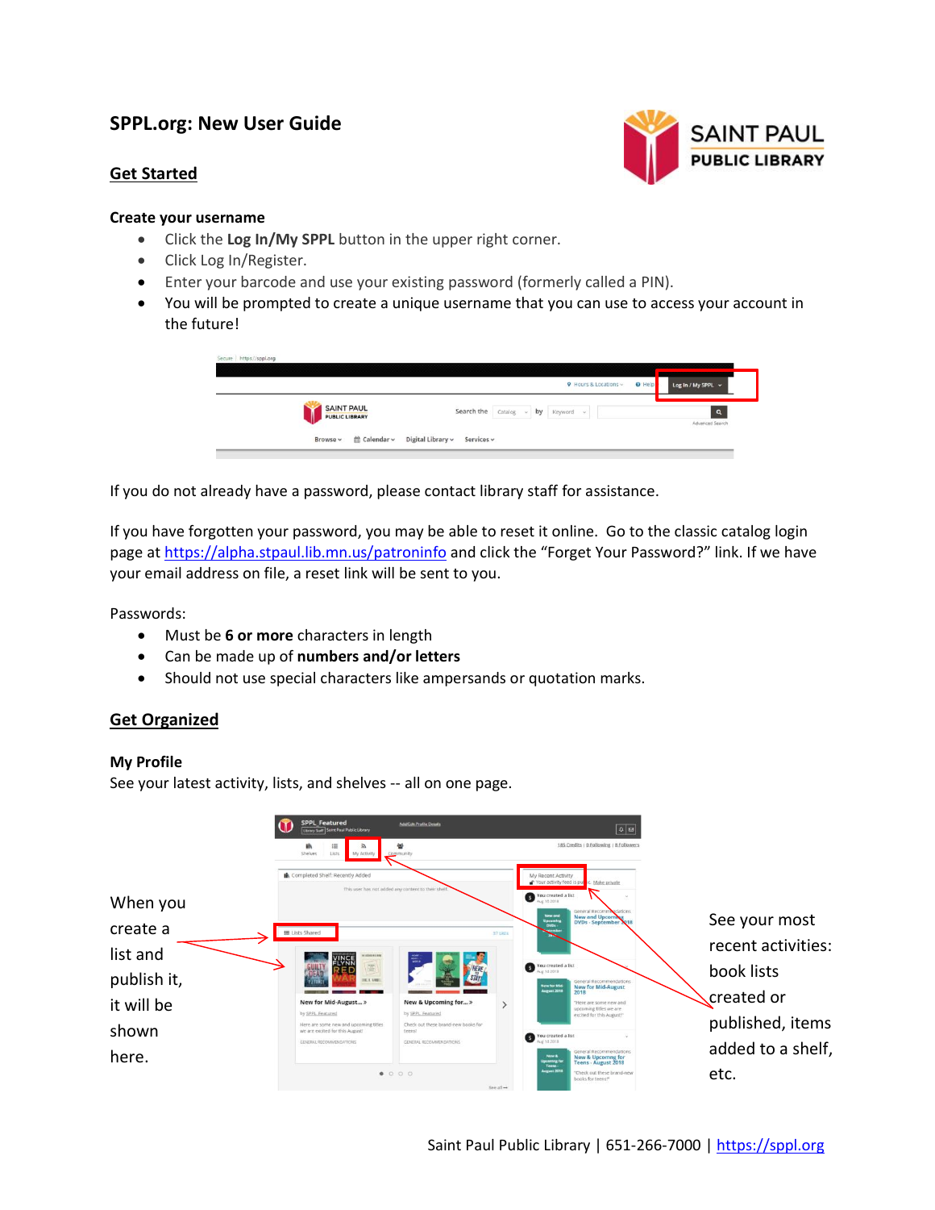# SPPL.org: New User Guide

## Get Started

### Create your username

- Click the **Log In/My SPPL** button in the upper right corner.
- Click Log In/Register.
- Enter your barcode and use your existing password (formerly called a PIN).
- You will be prompted to create a unique username that you can use to access your account in the future!

If you do not already have a password, please contact library staff for assistance.

If you have forgotten your password, you may be able to reset it online. Go to the classic catalog login page at https://alpha.stpaul.lib.mn.us/patroninfo and click the "Forget Your Password?" link. If we have your email address on file, a reset link will be sent to you.

Passwords:

- Must be **6 or more** characters in length
- Can be made up of **numbers and/or letters**
- Should not use special characters like ampersands or quotation marks.

## Get Organized

### My Profile

See your latest activity, lists, and shelves -- all on one page.

When you create a list and publish it, it will be shown here.

See your most recent activities: book lists created or published, items added to a shelf, etc.

Saint Paul Public Library | 651-266-7000 | https://sppl.org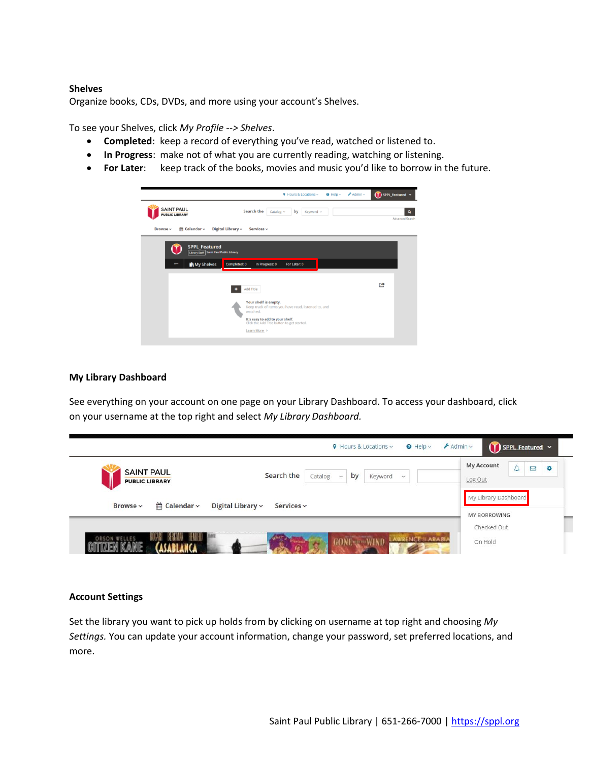### Shelves

Organize books, CDs, DVDs, and more using your account's Shelves.

To see your Shelves, click *My Profile --> Shelves*.

- **Completed**: keep a record of everything you've read, watched or listened to.
- **In Progress**: make not of what you are currently reading, watching or listening.
- **For Later**: keep track of the books, movies and music you'd like to borrow in the future.

### My Library Dashboard

See everything on your account on one page on your Library Dashboard. To access your dashboard, click on your username at the top right and select *My Library Dashboard.*

### Account Settings

Set the library you want to pick up holds from by clicking on username at top right and choosing *My Settings.* You can update your account information, change your password, set preferred locations, and more.

Saint Paul Public Library | 651-266-7000 | https://sppl.org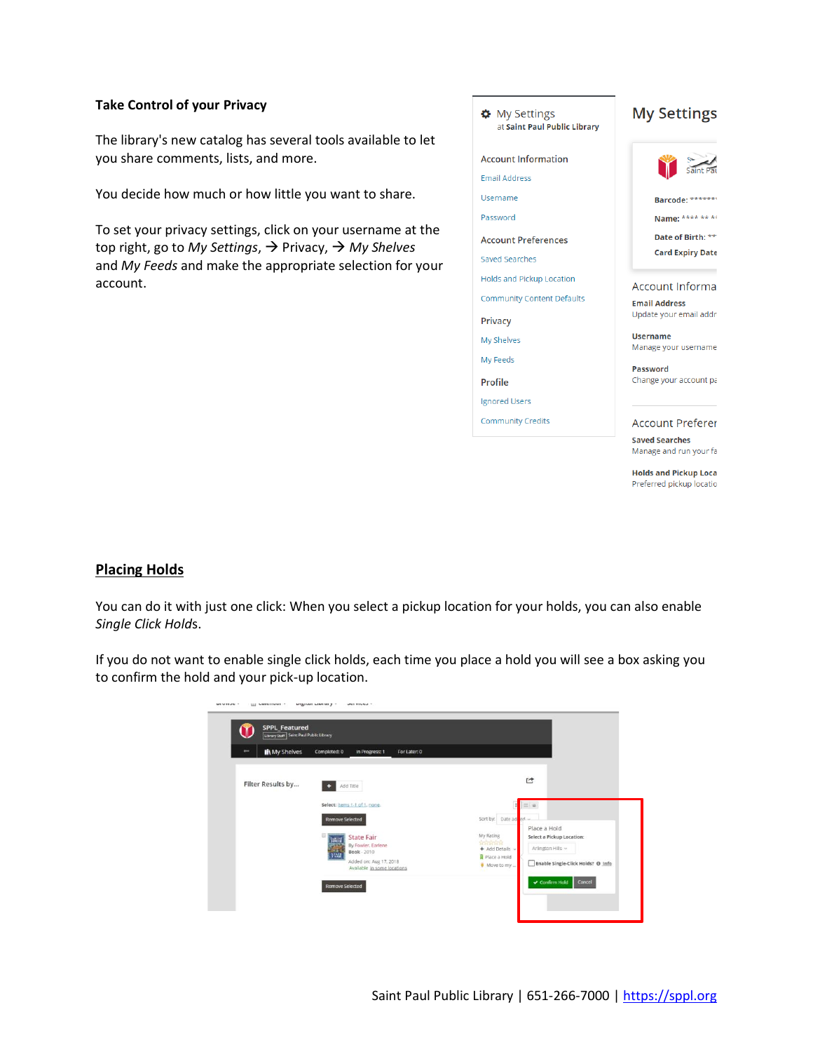**Take Control of your Privacy**

The library's new catalog has several tools available to let you share comments, lists, and more.

You decide how much or how little you want to share.

To set your privacy settings, click on your username at the top right, go to *My Settings*, → Privacy, → *My Shelves* and *My Feeds* and make the appropriate selection for your account.

## Placing Holds

You can do it with just one click: When you select a pickup location for your holds, you can also enable *Single Click Holds*.

If you do not want to enable single click holds, each time you place a hold you will see a box asking you to confirm the hold and your pick-up location.

Saint Paul Public Library | 651-266-7000 | https://sppl.org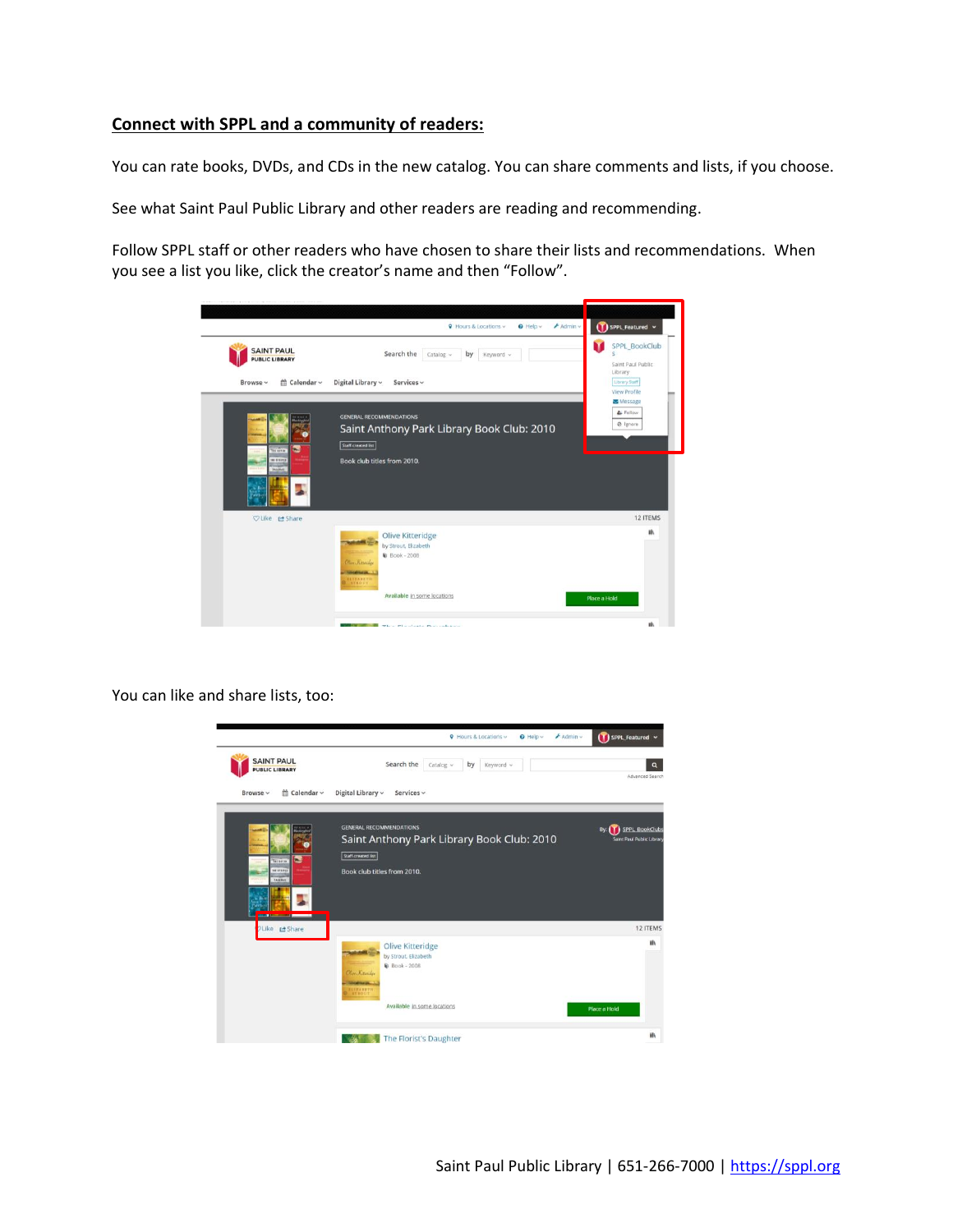**Connect with SPPL and a community of readers:**

You can rate books, DVDs, and CDs in the new catalog. You can share comments and lists, if you choose.

See what Saint Paul Public Library and other readers are reading and recommending.

Follow SPPL staff or other readers who have chosen to share their lists and recommendations. When you see a list you like, click the creator's name and then "Follow".

You can like and share lists, too: